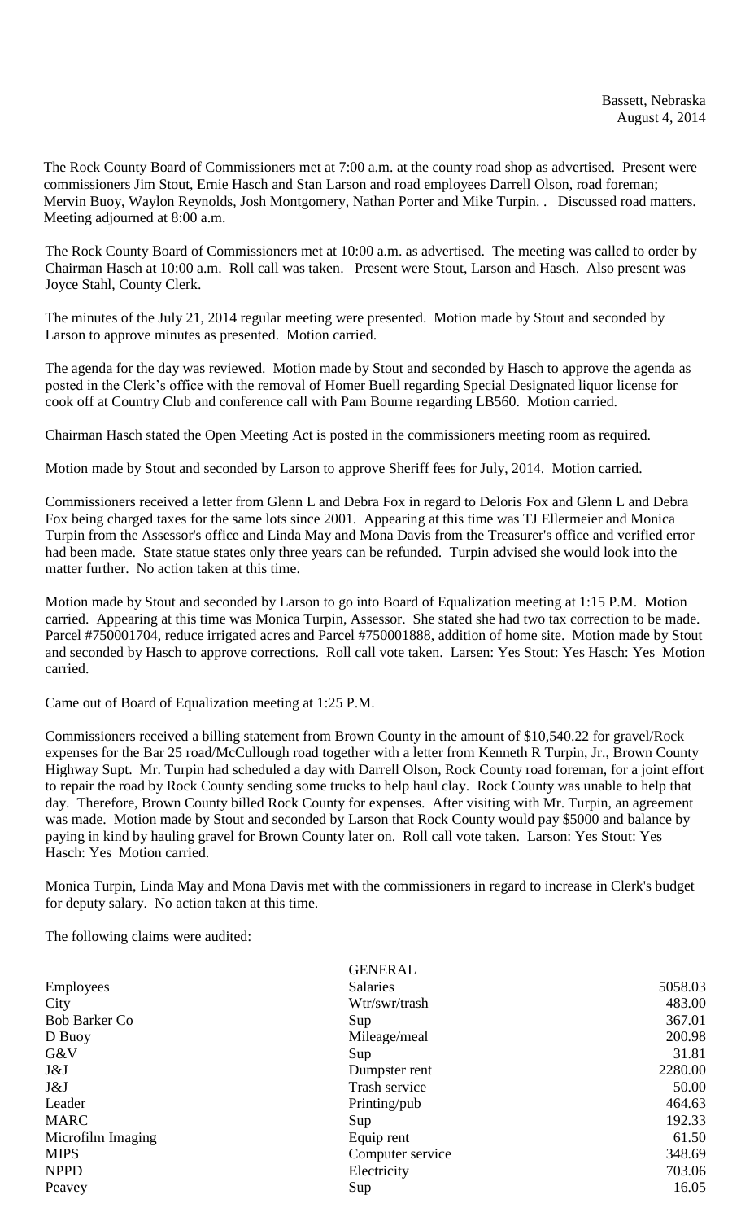Bassett, Nebraska
August 4, 2014

The Rock County Board of Commissioners met at 7:00 a.m. at the county road shop as advertised. Present were commissioners Jim Stout, Ernie Hasch and Stan Larson and road employees Darrell Olson, road foreman; Mervin Buoy, Waylon Reynolds, Josh Montgomery, Nathan Porter and Mike Turpin. . Discussed road matters. Meeting adjourned at 8:00 a.m.

The Rock County Board of Commissioners met at 10:00 a.m. as advertised. The meeting was called to order by Chairman Hasch at 10:00 a.m. Roll call was taken. Present were Stout, Larson and Hasch. Also present was Joyce Stahl, County Clerk.

The minutes of the July 21, 2014 regular meeting were presented. Motion made by Stout and seconded by Larson to approve minutes as presented. Motion carried.

The agenda for the day was reviewed. Motion made by Stout and seconded by Hasch to approve the agenda as posted in the Clerk's office with the removal of Homer Buell regarding Special Designated liquor license for cook off at Country Club and conference call with Pam Bourne regarding LB560. Motion carried.

Chairman Hasch stated the Open Meeting Act is posted in the commissioners meeting room as required.

Motion made by Stout and seconded by Larson to approve Sheriff fees for July, 2014. Motion carried.

Commissioners received a letter from Glenn L and Debra Fox in regard to Deloris Fox and Glenn L and Debra Fox being charged taxes for the same lots since 2001. Appearing at this time was TJ Ellermeier and Monica Turpin from the Assessor's office and Linda May and Mona Davis from the Treasurer's office and verified error had been made. State statue states only three years can be refunded. Turpin advised she would look into the matter further. No action taken at this time.

Motion made by Stout and seconded by Larson to go into Board of Equalization meeting at 1:15 P.M. Motion carried. Appearing at this time was Monica Turpin, Assessor. She stated she had two tax correction to be made. Parcel #750001704, reduce irrigated acres and Parcel #750001888, addition of home site. Motion made by Stout and seconded by Hasch to approve corrections. Roll call vote taken. Larsen: Yes Stout: Yes Hasch: Yes Motion carried.

Came out of Board of Equalization meeting at 1:25 P.M.

Commissioners received a billing statement from Brown County in the amount of $10,540.22 for gravel/Rock expenses for the Bar 25 road/McCullough road together with a letter from Kenneth R Turpin, Jr., Brown County Highway Supt. Mr. Turpin had scheduled a day with Darrell Olson, Rock County road foreman, for a joint effort to repair the road by Rock County sending some trucks to help haul clay. Rock County was unable to help that day. Therefore, Brown County billed Rock County for expenses. After visiting with Mr. Turpin, an agreement was made. Motion made by Stout and seconded by Larson that Rock County would pay $5000 and balance by paying in kind by hauling gravel for Brown County later on. Roll call vote taken. Larson: Yes Stout: Yes Hasch: Yes Motion carried.

Monica Turpin, Linda May and Mona Davis met with the commissioners in regard to increase in Clerk's budget for deputy salary. No action taken at this time.

The following claims were audited:

| | GENERAL | |
|---|---|---|
| Employees | Salaries | 5058.03 |
| City | Wtr/swr/trash | 483.00 |
| Bob Barker Co | Sup | 367.01 |
| D Buoy | Mileage/meal | 200.98 |
| G&V | Sup | 31.81 |
| J&J | Dumpster rent | 2280.00 |
| J&J | Trash service | 50.00 |
| Leader | Printing/pub | 464.63 |
| MARC | Sup | 192.33 |
| Microfilm Imaging | Equip rent | 61.50 |
| MIPS | Computer service | 348.69 |
| NPPD | Electricity | 703.06 |
| Peavey | Sup | 16.05 |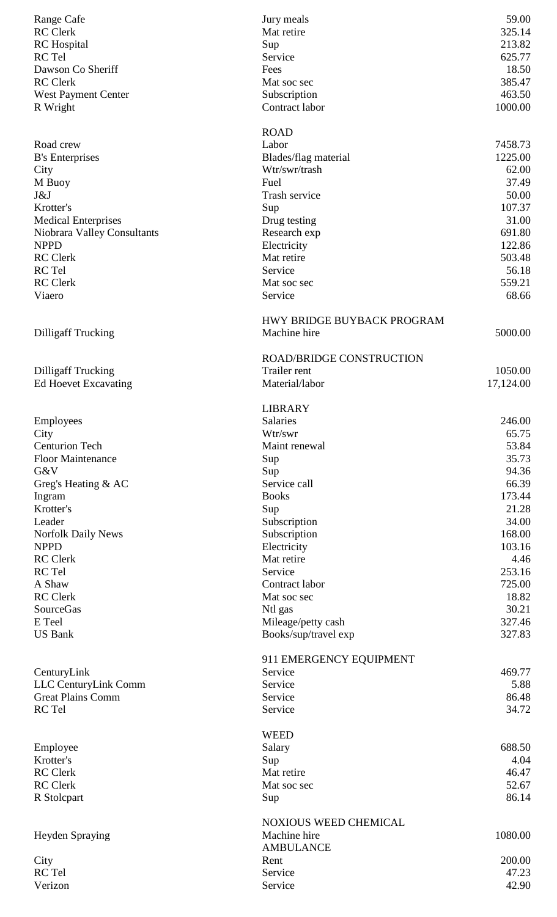| | | |
|---|---|---|
| Range Cafe | Jury meals | 59.00 |
| RC Clerk | Mat retire | 325.14 |
| RC Hospital | Sup | 213.82 |
| RC Tel | Service | 625.77 |
| Dawson Co Sheriff | Fees | 18.50 |
| RC Clerk | Mat soc sec | 385.47 |
| West Payment Center | Subscription | 463.50 |
| R Wright | Contract labor | 1000.00 |
| | ROAD | |
| Road crew | Labor | 7458.73 |
| B's Enterprises | Blades/flag material | 1225.00 |
| City | Wtr/swr/trash | 62.00 |
| M Buoy | Fuel | 37.49 |
| J&J | Trash service | 50.00 |
| Krotter's | Sup | 107.37 |
| Medical Enterprises | Drug testing | 31.00 |
| Niobrara Valley Consultants | Research exp | 691.80 |
| NPPD | Electricity | 122.86 |
| RC Clerk | Mat retire | 503.48 |
| RC Tel | Service | 56.18 |
| RC Clerk | Mat soc sec | 559.21 |
| Viaero | Service | 68.66 |
| | HWY BRIDGE BUYBACK PROGRAM | |
| Dilligaff Trucking | Machine hire | 5000.00 |
| | ROAD/BRIDGE CONSTRUCTION | |
| Dilligaff Trucking | Trailer rent | 1050.00 |
| Ed Hoevet Excavating | Material/labor | 17,124.00 |
| | LIBRARY | |
| Employees | Salaries | 246.00 |
| City | Wtr/swr | 65.75 |
| Centurion Tech | Maint renewal | 53.84 |
| Floor Maintenance | Sup | 35.73 |
| G&V | Sup | 94.36 |
| Greg's Heating & AC | Service call | 66.39 |
| Ingram | Books | 173.44 |
| Krotter's | Sup | 21.28 |
| Leader | Subscription | 34.00 |
| Norfolk Daily News | Subscription | 168.00 |
| NPPD | Electricity | 103.16 |
| RC Clerk | Mat retire | 4.46 |
| RC Tel | Service | 253.16 |
| A Shaw | Contract labor | 725.00 |
| RC Clerk | Mat soc sec | 18.82 |
| SourceGas | Ntl gas | 30.21 |
| E Teel | Mileage/petty cash | 327.46 |
| US Bank | Books/sup/travel exp | 327.83 |
| | 911 EMERGENCY EQUIPMENT | |
| CenturyLink | Service | 469.77 |
| LLC CenturyLink Comm | Service | 5.88 |
| Great Plains Comm | Service | 86.48 |
| RC Tel | Service | 34.72 |
| | WEED | |
| Employee | Salary | 688.50 |
| Krotter's | Sup | 4.04 |
| RC Clerk | Mat retire | 46.47 |
| RC Clerk | Mat soc sec | 52.67 |
| R Stolcpart | Sup | 86.14 |
| | NOXIOUS WEED CHEMICAL | |
| Heyden Spraying | Machine hire | 1080.00 |
| | AMBULANCE | |
| City | Rent | 200.00 |
| RC Tel | Service | 47.23 |
| Verizon | Service | 42.90 |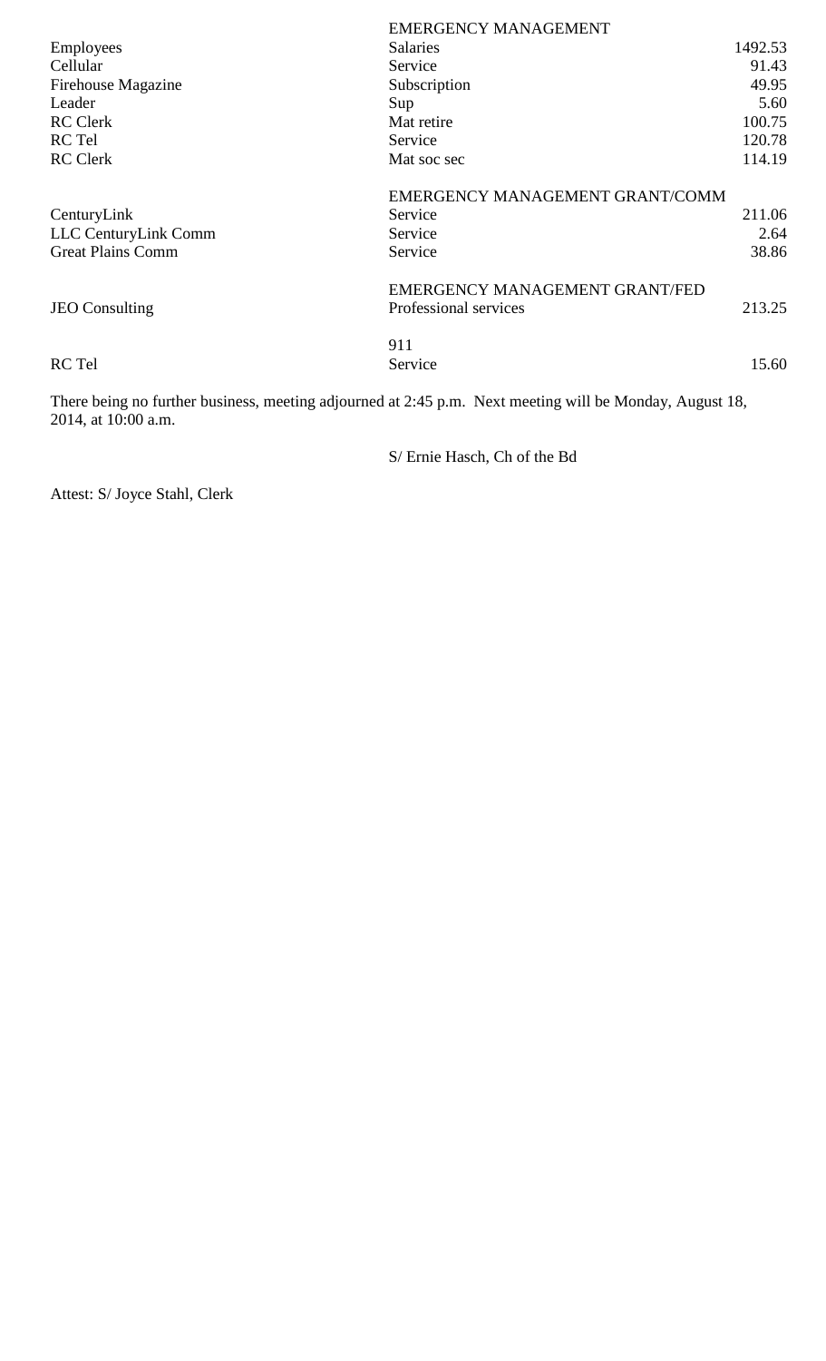| | | |
|---|---|---|
| | EMERGENCY MANAGEMENT | |
| Employees | Salaries | 1492.53 |
| Cellular | Service | 91.43 |
| Firehouse Magazine | Subscription | 49.95 |
| Leader | Sup | 5.60 |
| RC Clerk | Mat retire | 100.75 |
| RC Tel | Service | 120.78 |
| RC Clerk | Mat soc sec | 114.19 |
| | EMERGENCY MANAGEMENT GRANT/COMM | |
| CenturyLink | Service | 211.06 |
| LLC CenturyLink Comm | Service | 2.64 |
| Great Plains Comm | Service | 38.86 |
| | EMERGENCY MANAGEMENT GRANT/FED | |
| JEO Consulting | Professional services | 213.25 |
| | 911 | |
| RC Tel | Service | 15.60 |

There being no further business, meeting adjourned at 2:45 p.m. Next meeting will be Monday, August 18, 2014, at 10:00 a.m.

S/ Ernie Hasch, Ch of the Bd

Attest: S/ Joyce Stahl, Clerk